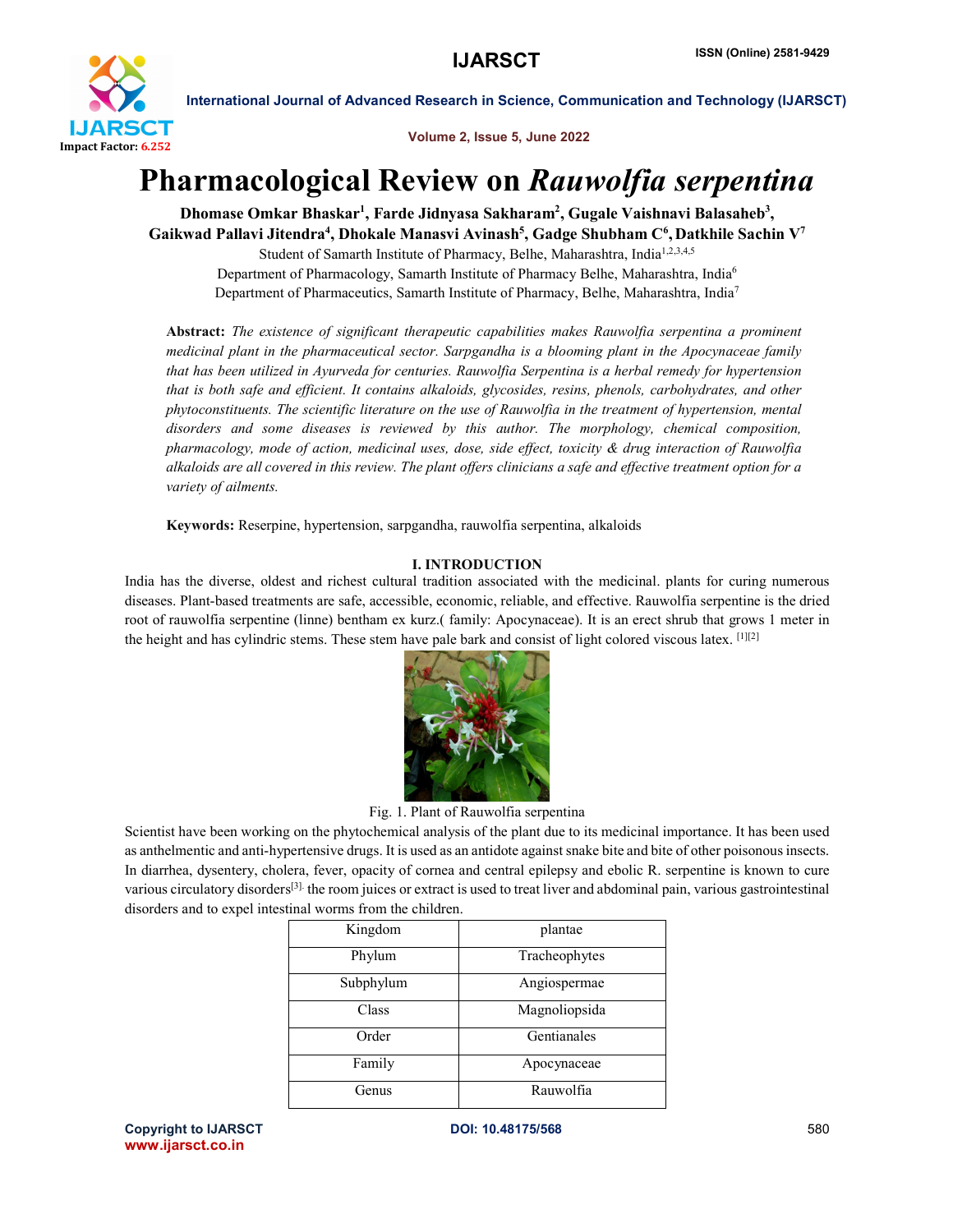# Pharmacological Review on *Rauwolfia serpentina*

**Dhomase Omkar Bhaskar[1], Farde Jidnyasa Sakharam[2], Gugale Vaishnavi Balasaheb[3], Gaikwad Pallavi Jitendra[4], Dhokale Manasvi Avinash[5], Gadge Shubham C[6], Datkhile Sachin V[7]**

Student of Samarth Institute of Pharmacy, Belhe, Maharashtra, India[1,2,3,4,5]

Department of Pharmacology, Samarth Institute of Pharmacy Belhe, Maharashtra, India[6]

Department of Pharmaceutics, Samarth Institute of Pharmacy, Belhe, Maharashtra, India[7]

**Abstract:** *The existence of significant therapeutic capabilities makes Rauwolfia serpentina a prominent medicinal plant in the pharmaceutical sector. Sarpgandha is a blooming plant in the Apocynaceae family that has been utilized in Ayurveda for centuries. Rauwolfia Serpentina is a herbal remedy for hypertension that is both safe and efficient. It contains alkaloids, glycosides, resins, phenols, carbohydrates, and other phytoconstituents. The scientific literature on the use of Rauwolfia in the treatment of hypertension, mental disorders and some diseases is reviewed by this author. The morphology, chemical composition, pharmacology, mode of action, medicinal uses, dose, side effect, toxicity & drug interaction of Rauwolfia alkaloids are all covered in this review. The plant offers clinicians a safe and effective treatment option for a variety of ailments.*

**Keywords:** Reserpine, hypertension, sarpgandha, rauwolfia serpentina, alkaloids

## I. INTRODUCTION

India has the diverse, oldest and richest cultural tradition associated with the medicinal. plants for curing numerous diseases. Plant-based treatments are safe, accessible, economic, reliable, and effective. Rauwolfia serpentine is the dried root of rauwolfia serpentine (linne) bentham ex kurz.( family: Apocynaceae). It is an erect shrub that grows 1 meter in the height and has cylindric stems. These stem have pale bark and consist of light colored viscous latex. [1][2]

Fig. 1. Plant of Rauwolfia serpentina

Scientist have been working on the phytochemical analysis of the plant due to its medicinal importance. It has been used as anthelmentic and anti-hypertensive drugs. It is used as an antidote against snake bite and bite of other poisonous insects. In diarrhea, dysentery, cholera, fever, opacity of cornea and central epilepsy and ebolic R. serpentine is known to cure various circulatory disorders[3]. the room juices or extract is used to treat liver and abdominal pain, various gastrointestinal disorders and to expel intestinal worms from the children.

| Kingdom | plantae |
|---|---|
| Phylum | Tracheophytes |
| Subphylum | Angiospermae |
| Class | Magnoliopsida |
| Order | Gentianales |
| Family | Apocynaceae |
| Genus | Rauwolfia |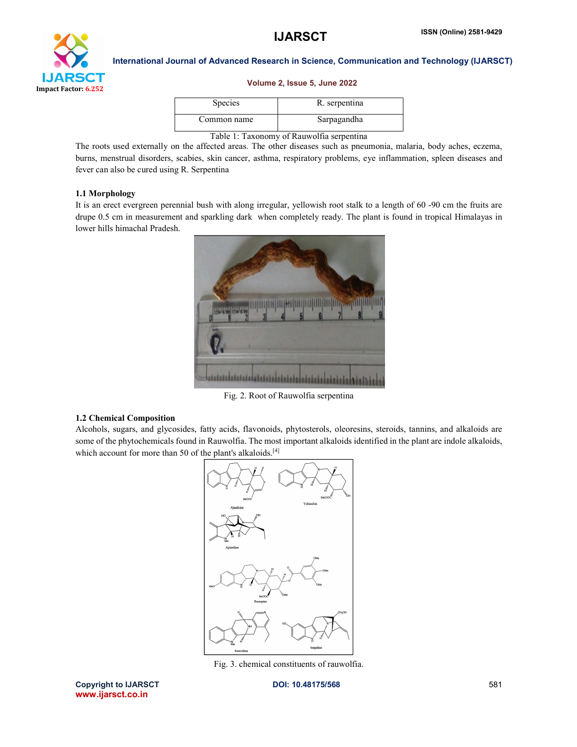| Species | R. serpentina |
| --- | --- |
| Common name | Sarpagandha |

Table 1: Taxonomy of Rauwolfia serpentina

The roots used externally on the affected areas. The other diseases such as pneumonia, malaria, body aches, eczema, burns, menstrual disorders, scabies, skin cancer, asthma, respiratory problems, eye inflammation, spleen diseases and fever can also be cured using R. Serpentina

### 1.1 Morphology

It is an erect evergreen perennial bush with along irregular, yellowish root stalk to a length of 60 -90 cm the fruits are drupe 0.5 cm in measurement and sparkling dark when completely ready. The plant is found in tropical Himalayas in lower hills himachal Pradesh.

Fig. 2. Root of Rauwolfia serpentina

### 1.2 Chemical Composition

Alcohols, sugars, and glycosides, fatty acids, flavonoids, phytosterols, oleoresins, steroids, tannins, and alkaloids are some of the phytochemicals found in Rauwolfia. The most important alkaloids identified in the plant are indole alkaloids, which account for more than 50 of the plant's alkaloids.[4]

Fig. 3. chemical constituents of rauwolfia.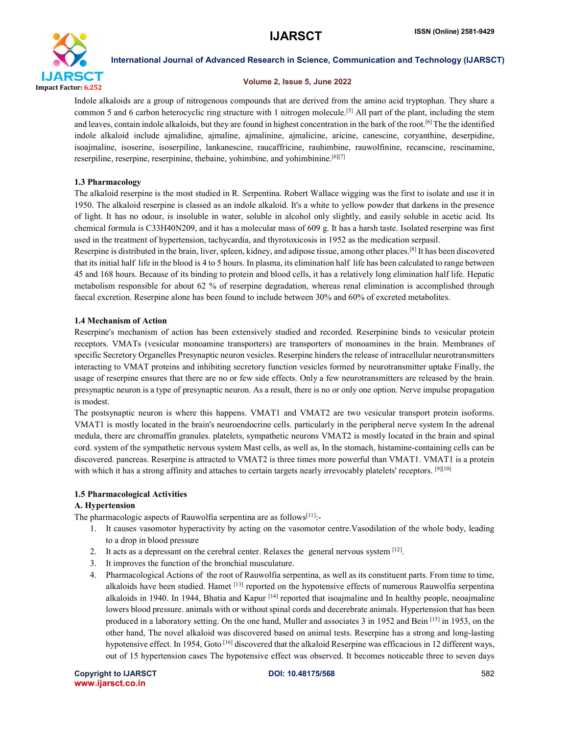Indole alkaloids are a group of nitrogenous compounds that are derived from the amino acid tryptophan. They share a common 5 and 6 carbon heterocyclic ring structure with 1 nitrogen molecule.[5] All part of the plant, including the stem and leaves, contain indole alkaloids, but they are found in highest concentration in the bark of the root.[6] The the identified indole alkaloid include ajmalidine, ajmaline, ajmalinine, ajmalicine, aricine, canescine, coryanthine, deserpidine, isoajmaline, isoserine, isoserpiline, lankanescine, raucaffricine, rauhimbine, rauwolfinine, recanscine, rescinamine, reserpiline, reserpine, reserpinine, thebaine, yohimbine, and yohimbinine.[6][7]

### 1.3 Pharmacology

The alkaloid reserpine is the most studied in R. Serpentina. Robert Wallace wigging was the first to isolate and use it in 1950. The alkaloid reserpine is classed as an indole alkaloid. It's a white to yellow powder that darkens in the presence of light. It has no odour, is insoluble in water, soluble in alcohol only slightly, and easily soluble in acetic acid. Its chemical formula is C33H40N209, and it has a molecular mass of 609 g. It has a harsh taste. Isolated reserpine was first used in the treatment of hypertension, tachycardia, and thyrotoxicosis in 1952 as the medication serpasil.

Reserpine is distributed in the brain, liver, spleen, kidney, and adipose tissue, among other places.[8] It has been discovered that its initial half life in the blood is 4 to 5 hours. In plasma, its elimination half life has been calculated to range between 45 and 168 hours. Because of its binding to protein and blood cells, it has a relatively long elimination half life. Hepatic metabolism responsible for about 62 % of reserpine degradation, whereas renal elimination is accomplished through faecal excretion. Reserpine alone has been found to include between 30% and 60% of excreted metabolites.

### 1.4 Mechanism of Action

Reserpine's mechanism of action has been extensively studied and recorded. Reserpinine binds to vesicular protein receptors. VMATs (vesicular monoamine transporters) are transporters of monoamines in the brain. Membranes of specific Secretory Organelles Presynaptic neuron vesicles. Reserpine hinders the release of intracellular neurotransmitters interacting to VMAT proteins and inhibiting secretory function vesicles formed by neurotransmitter uptake Finally, the usage of reserpine ensures that there are no or few side effects. Only a few neurotransmitters are released by the brain. presynaptic neuron is a type of presynaptic neuron. As a result, there is no or only one option. Nerve impulse propagation is modest.

The postsynaptic neuron is where this happens. VMAT1 and VMAT2 are two vesicular transport protein isoforms. VMAT1 is mostly located in the brain's neuroendocrine cells. particularly in the peripheral nerve system In the adrenal medula, there are chromaffin granules. platelets, sympathetic neurons VMAT2 is mostly located in the brain and spinal cord. system of the sympathetic nervous system Mast cells, as well as, In the stomach, histamine-containing cells can be discovered. pancreas. Reserpine is attracted to VMAT2 is three times more powerful than VMAT1. VMAT1 is a protein with which it has a strong affinity and attaches to certain targets nearly irrevocably platelets' receptors. [9][10]

### 1.5 Pharmacological Activities

#### A. Hypertension

The pharmacologic aspects of Rauwolfia serpentina are as follows[11]:-

1. It causes vasomotor hyperactivity by acting on the vasomotor centre.Vasodilation of the whole body, leading to a drop in blood pressure
2. It acts as a depressant on the cerebral center. Relaxes the general nervous system [12].
3. It improves the function of the bronchial musculature.
4. Pharmacological Actions of the root of Rauwolfia serpentina, as well as its constituent parts. From time to time, alkaloids have been studied. Hamet [13] reported on the hypotensive effects of numerous Rauwolfia serpentina alkaloids in 1940. In 1944, Bhatia and Kapur [14] reported that isoajmaline and In healthy people, neoajmaline lowers blood pressure. animals with or without spinal cords and decerebrate animals. Hypertension that has been produced in a laboratory setting. On the one hand, Muller and associates 3 in 1952 and Bein [15] in 1953, on the other hand, The novel alkaloid was discovered based on animal tests. Reserpine has a strong and long-lasting hypotensive effect. In 1954, Goto [16] discovered that the alkaloid Reserpine was efficacious in 12 different ways, out of 15 hypertension cases The hypotensive effect was observed. It becomes noticeable three to seven days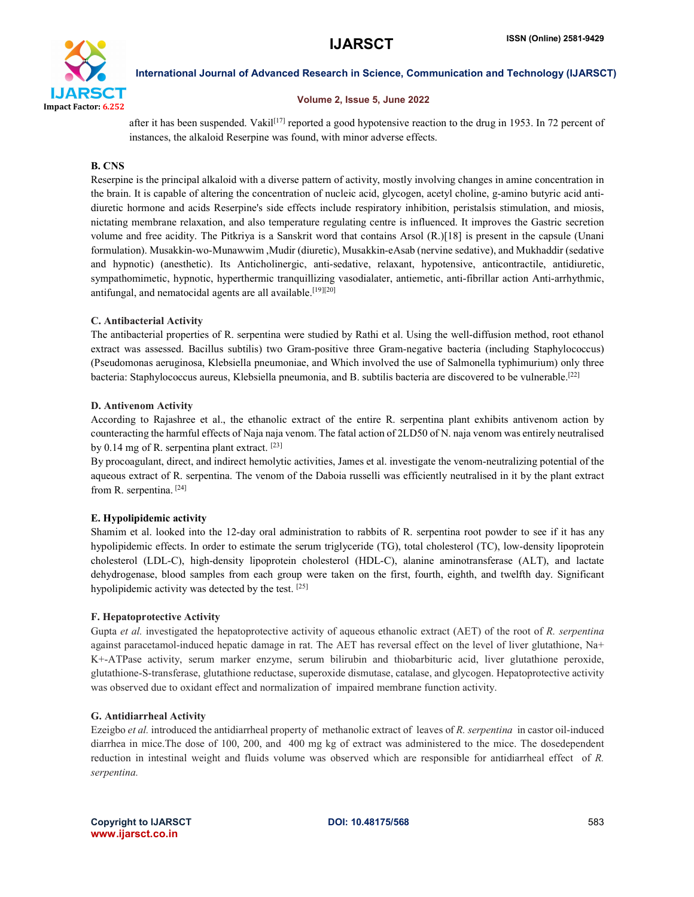after it has been suspended. Vakil[17] reported a good hypotensive reaction to the drug in 1953. In 72 percent of instances, the alkaloid Reserpine was found, with minor adverse effects.

### B. CNS

Reserpine is the principal alkaloid with a diverse pattern of activity, mostly involving changes in amine concentration in the brain. It is capable of altering the concentration of nucleic acid, glycogen, acetyl choline, g-amino butyric acid anti-diuretic hormone and acids Reserpine's side effects include respiratory inhibition, peristalsis stimulation, and miosis, nictating membrane relaxation, and also temperature regulating centre is influenced. It improves the Gastric secretion volume and free acidity. The Pitkriya is a Sanskrit word that contains Arsol (R.)[18] is present in the capsule (Unani formulation). Musakkin-wo-Munawwim ,Mudir (diuretic), Musakkin-eAsab (nervine sedative), and Mukhaddir (sedative and hypnotic) (anesthetic). Its Anticholinergic, anti-sedative, relaxant, hypotensive, anticontractile, antidiuretic, sympathomimetic, hypnotic, hyperthermic tranquillizing vasodialater, antiemetic, anti-fibrillar action Anti-arrhythmic, antifungal, and nematocidal agents are all available.[19][20]

### C. Antibacterial Activity

The antibacterial properties of R. serpentina were studied by Rathi et al. Using the well-diffusion method, root ethanol extract was assessed. Bacillus subtilis) two Gram-positive three Gram-negative bacteria (including Staphylococcus) (Pseudomonas aeruginosa, Klebsiella pneumoniae, and Which involved the use of Salmonella typhimurium) only three bacteria: Staphylococcus aureus, Klebsiella pneumonia, and B. subtilis bacteria are discovered to be vulnerable.[22]

### D. Antivenom Activity

According to Rajashree et al., the ethanolic extract of the entire R. serpentina plant exhibits antivenom action by counteracting the harmful effects of Naja naja venom. The fatal action of 2LD50 of N. naja venom was entirely neutralised by 0.14 mg of R. serpentina plant extract. [23]

By procoagulant, direct, and indirect hemolytic activities, James et al. investigate the venom-neutralizing potential of the aqueous extract of R. serpentina. The venom of the Daboia russelli was efficiently neutralised in it by the plant extract from R. serpentina. [24]

### E. Hypolipidemic activity

Shamim et al. looked into the 12-day oral administration to rabbits of R. serpentina root powder to see if it has any hypolipidemic effects. In order to estimate the serum triglyceride (TG), total cholesterol (TC), low-density lipoprotein cholesterol (LDL-C), high-density lipoprotein cholesterol (HDL-C), alanine aminotransferase (ALT), and lactate dehydrogenase, blood samples from each group were taken on the first, fourth, eighth, and twelfth day. Significant hypolipidemic activity was detected by the test. [25]

### F. Hepatoprotective Activity

Gupta *et al.* investigated the hepatoprotective activity of aqueous ethanolic extract (AET) of the root of *R. serpentina* against paracetamol-induced hepatic damage in rat. The AET has reversal effect on the level of liver glutathione, Na+ K+-ATPase activity, serum marker enzyme, serum bilirubin and thiobarbituric acid, liver glutathione peroxide, glutathione-S-transferase, glutathione reductase, superoxide dismutase, catalase, and glycogen. Hepatoprotective activity was observed due to oxidant effect and normalization of impaired membrane function activity.

### G. Antidiarrheal Activity

Ezeigbo *et al.* introduced the antidiarrheal property of methanolic extract of leaves of *R. serpentina* in castor oil-induced diarrhea in mice.The dose of 100, 200, and 400 mg kg of extract was administered to the mice. The dosedependent reduction in intestinal weight and fluids volume was observed which are responsible for antidiarrheal effect of *R. serpentina.*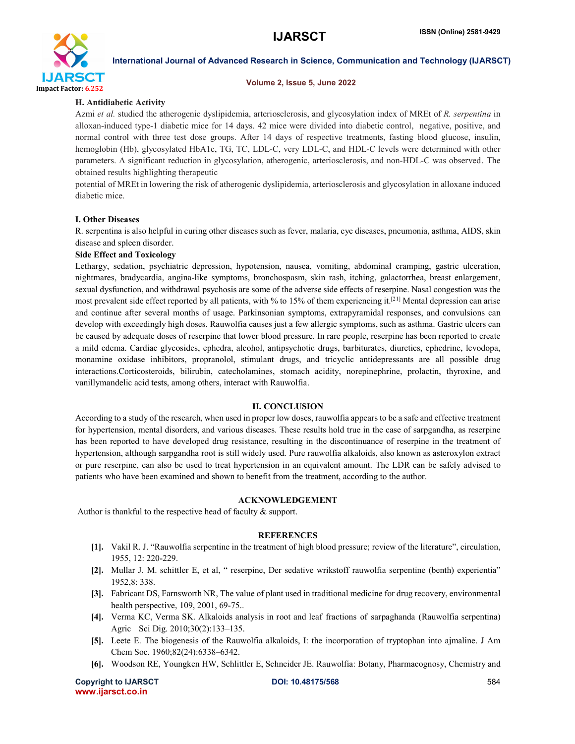### H. Antidiabetic Activity

Azmi *et al.* studied the atherogenic dyslipidemia, arteriosclerosis, and glycosylation index of MREt of *R. serpentina* in alloxan-induced type-1 diabetic mice for 14 days. 42 mice were divided into diabetic control, negative, positive, and normal control with three test dose groups. After 14 days of respective treatments, fasting blood glucose, insulin, hemoglobin (Hb), glycosylated HbA1c, TG, TC, LDL-C, very LDL-C, and HDL-C levels were determined with other parameters. A significant reduction in glycosylation, atherogenic, arteriosclerosis, and non-HDL-C was observed. The obtained results highlighting therapeutic

potential of MREt in lowering the risk of atherogenic dyslipidemia, arteriosclerosis and glycosylation in alloxane induced diabetic mice.

### I. Other Diseases

R. serpentina is also helpful in curing other diseases such as fever, malaria, eye diseases, pneumonia, asthma, AIDS, skin disease and spleen disorder.

**Side Effect and Toxicology**

Lethargy, sedation, psychiatric depression, hypotension, nausea, vomiting, abdominal cramping, gastric ulceration, nightmares, bradycardia, angina-like symptoms, bronchospasm, skin rash, itching, galactorrhea, breast enlargement, sexual dysfunction, and withdrawal psychosis are some of the adverse side effects of reserpine. Nasal congestion was the most prevalent side effect reported by all patients, with % to 15% of them experiencing it.[21] Mental depression can arise and continue after several months of usage. Parkinsonian symptoms, extrapyramidal responses, and convulsions can develop with exceedingly high doses. Rauwolfia causes just a few allergic symptoms, such as asthma. Gastric ulcers can be caused by adequate doses of reserpine that lower blood pressure. In rare people, reserpine has been reported to create a mild edema. Cardiac glycosides, ephedra, alcohol, antipsychotic drugs, barbiturates, diuretics, ephedrine, levodopa, monamine oxidase inhibitors, propranolol, stimulant drugs, and tricyclic antidepressants are all possible drug interactions.Corticosteroids, bilirubin, catecholamines, stomach acidity, norepinephrine, prolactin, thyroxine, and vanillymandelic acid tests, among others, interact with Rauwolfia.

## II. CONCLUSION

According to a study of the research, when used in proper low doses, rauwolfia appears to be a safe and effective treatment for hypertension, mental disorders, and various diseases. These results hold true in the case of sarpgandha, as reserpine has been reported to have developed drug resistance, resulting in the discontinuance of reserpine in the treatment of hypertension, although sarpgandha root is still widely used. Pure rauwolfia alkaloids, also known as asteroxylon extract or pure reserpine, can also be used to treat hypertension in an equivalent amount. The LDR can be safely advised to patients who have been examined and shown to benefit from the treatment, according to the author.

## ACKNOWLEDGEMENT

Author is thankful to the respective head of faculty & support.

## REFERENCES

[1]. Vakil R. J. "Rauwolfia serpentine in the treatment of high blood pressure; review of the literature", circulation, 1955, 12: 220-229.

[2]. Mullar J. M. schittler E, et al, " reserpine, Der sedative wrikstoff rauwolfia serpentine (benth) experientia" 1952,8: 338.

[3]. Fabricant DS, Farnsworth NR, The value of plant used in traditional medicine for drug recovery, environmental health perspective, 109, 2001, 69-75..

[4]. Verma KC, Verma SK. Alkaloids analysis in root and leaf fractions of sarpaghanda (Rauwolfia serpentina) Agric Sci Dig. 2010;30(2):133–135.

[5]. Leete E. The biogenesis of the Rauwolfia alkaloids, I: the incorporation of tryptophan into ajmaline. J Am Chem Soc. 1960;82(24):6338–6342.

[6]. Woodson RE, Youngken HW, Schlittler E, Schneider JE. Rauwolfia: Botany, Pharmacognosy, Chemistry and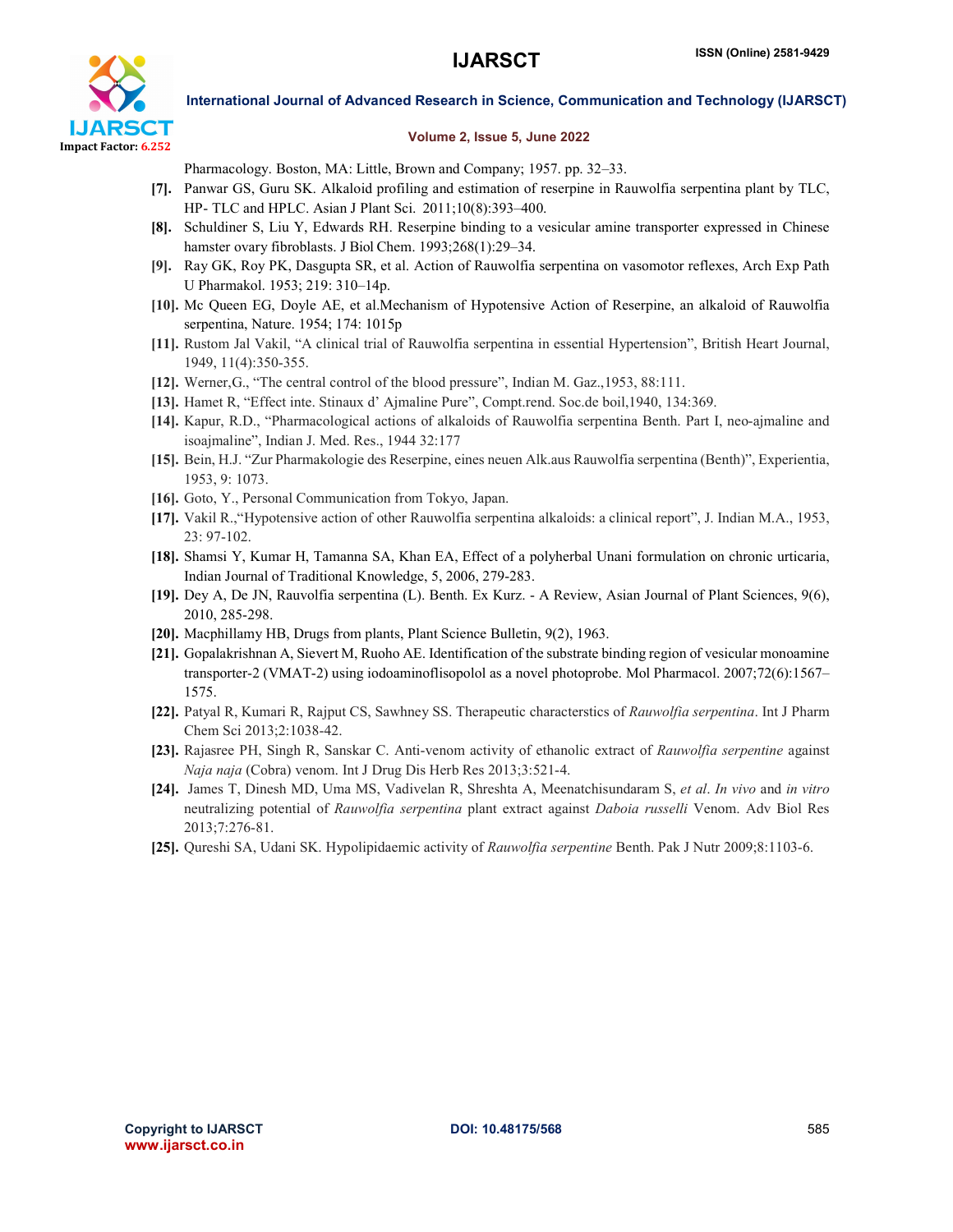Pharmacology. Boston, MA: Little, Brown and Company; 1957. pp. 32–33.

[7]. Panwar GS, Guru SK. Alkaloid profiling and estimation of reserpine in Rauwolfia serpentina plant by TLC, HP- TLC and HPLC. Asian J Plant Sci. 2011;10(8):393–400.

[8]. Schuldiner S, Liu Y, Edwards RH. Reserpine binding to a vesicular amine transporter expressed in Chinese hamster ovary fibroblasts. J Biol Chem. 1993;268(1):29–34.

[9]. Ray GK, Roy PK, Dasgupta SR, et al. Action of Rauwolfia serpentina on vasomotor reflexes, Arch Exp Path U Pharmakol. 1953; 219: 310–14p.

[10]. Mc Queen EG, Doyle AE, et al.Mechanism of Hypotensive Action of Reserpine, an alkaloid of Rauwolfia serpentina, Nature. 1954; 174: 1015p

[11]. Rustom Jal Vakil, "A clinical trial of Rauwolfia serpentina in essential Hypertension", British Heart Journal, 1949, 11(4):350-355.

[12]. Werner,G., "The central control of the blood pressure", Indian M. Gaz.,1953, 88:111.

[13]. Hamet R, "Effect inte. Stinaux d' Ajmaline Pure", Compt.rend. Soc.de boil,1940, 134:369.

[14]. Kapur, R.D., "Pharmacological actions of alkaloids of Rauwolfia serpentina Benth. Part I, neo-ajmaline and isoajmaline", Indian J. Med. Res., 1944 32:177

[15]. Bein, H.J. "Zur Pharmakologie des Reserpine, eines neuen Alk.aus Rauwolfia serpentina (Benth)", Experientia, 1953, 9: 1073.

[16]. Goto, Y., Personal Communication from Tokyo, Japan.

[17]. Vakil R.,"Hypotensive action of other Rauwolfia serpentina alkaloids: a clinical report", J. Indian M.A., 1953, 23: 97-102.

[18]. Shamsi Y, Kumar H, Tamanna SA, Khan EA, Effect of a polyherbal Unani formulation on chronic urticaria, Indian Journal of Traditional Knowledge, 5, 2006, 279-283.

[19]. Dey A, De JN, Rauvolfia serpentina (L). Benth. Ex Kurz. - A Review, Asian Journal of Plant Sciences, 9(6), 2010, 285-298.

[20]. Macphillamy HB, Drugs from plants, Plant Science Bulletin, 9(2), 1963.

[21]. Gopalakrishnan A, Sievert M, Ruoho AE. Identification of the substrate binding region of vesicular monoamine transporter-2 (VMAT-2) using iodoaminoflisopolol as a novel photoprobe. Mol Pharmacol. 2007;72(6):1567–1575.

[22]. Patyal R, Kumari R, Rajput CS, Sawhney SS. Therapeutic characterstics of *Rauwolfia serpentina*. Int J Pharm Chem Sci 2013;2:1038-42.

[23]. Rajasree PH, Singh R, Sanskar C. Anti-venom activity of ethanolic extract of *Rauwolfia serpentine* against *Naja naja* (Cobra) venom. Int J Drug Dis Herb Res 2013;3:521-4.

[24]. James T, Dinesh MD, Uma MS, Vadivelan R, Shreshta A, Meenatchisundaram S, *et al*. *In vivo* and *in vitro* neutralizing potential of *Rauwolfia serpentina* plant extract against *Daboia russelli* Venom. Adv Biol Res 2013;7:276-81.

[25]. Qureshi SA, Udani SK. Hypolipidaemic activity of *Rauwolfia serpentine* Benth. Pak J Nutr 2009;8:1103-6.